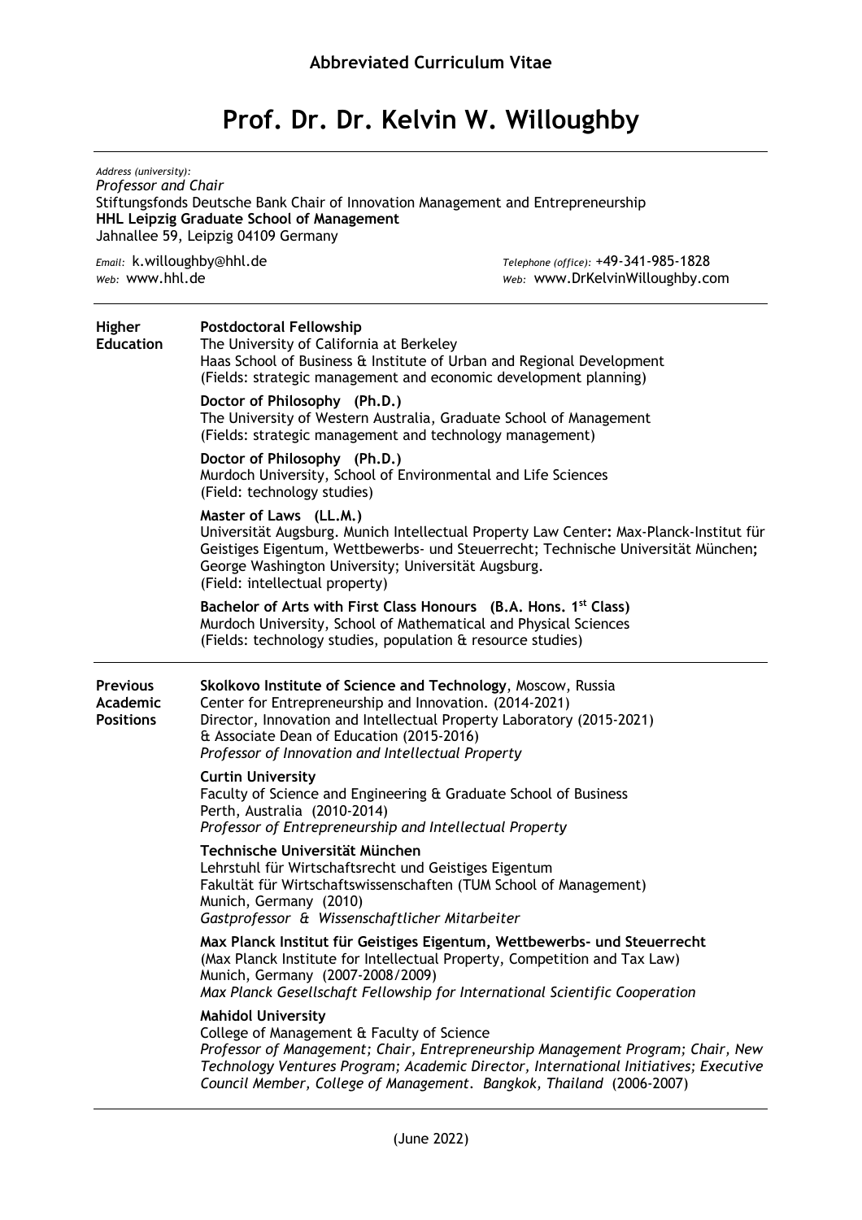## Abbreviated Curriculum Vitae

# Prof. Dr. Dr. Kelvin W. Willoughby

*Address (university):*
*Professor and Chair*
Stiftungsfonds Deutsche Bank Chair of Innovation Management and Entrepreneurship
**HHL Leipzig Graduate School of Management**
Jahnallee 59, Leipzig 04109 Germany

*Email:* k.willoughby@hhl.de
*Web:* www.hhl.de

*Telephone (office):* +49-341-985-1828
*Web:* www.DrKelvinWilloughby.com

---

## Higher Education

**Postdoctoral Fellowship**
The University of California at Berkeley
Haas School of Business & Institute of Urban and Regional Development
(Fields: strategic management and economic development planning)

**Doctor of Philosophy (Ph.D.)**
The University of Western Australia, Graduate School of Management
(Fields: strategic management and technology management)

**Doctor of Philosophy (Ph.D.)**
Murdoch University, School of Environmental and Life Sciences
(Field: technology studies)

**Master of Laws (LL.M.)**
Universität Augsburg. Munich Intellectual Property Law Center**:** Max-Planck-Institut für Geistiges Eigentum, Wettbewerbs- und Steuerrecht; Technische Universität München**;** George Washington University; Universität Augsburg.
(Field: intellectual property)

**Bachelor of Arts with First Class Honours (B.A. Hons. 1st Class)**
Murdoch University, School of Mathematical and Physical Sciences
(Fields: technology studies, population & resource studies)

---

## Previous Academic Positions

**Skolkovo Institute of Science and Technology**, Moscow, Russia
Center for Entrepreneurship and Innovation. (2014-2021)
Director, Innovation and Intellectual Property Laboratory (2015-2021)
& Associate Dean of Education (2015-2016)
*Professor of Innovation and Intellectual Property*

**Curtin University**
Faculty of Science and Engineering & Graduate School of Business
Perth, Australia (2010-2014)
*Professor of Entrepreneurship and Intellectual Property*

**Technische Universität München**
Lehrstuhl für Wirtschaftsrecht und Geistiges Eigentum
Fakultät für Wirtschaftswissenschaften (TUM School of Management)
Munich, Germany (2010)
*Gastprofessor & Wissenschaftlicher Mitarbeiter*

**Max Planck Institut für Geistiges Eigentum, Wettbewerbs- und Steuerrecht**
(Max Planck Institute for Intellectual Property, Competition and Tax Law)
Munich, Germany (2007-2008/2009)
*Max Planck Gesellschaft Fellowship for International Scientific Cooperation*

**Mahidol University**
College of Management & Faculty of Science
*Professor of Management; Chair, Entrepreneurship Management Program; Chair, New Technology Ventures Program; Academic Director, International Initiatives; Executive Council Member, College of Management. Bangkok, Thailand* (2006-2007)

(June 2022)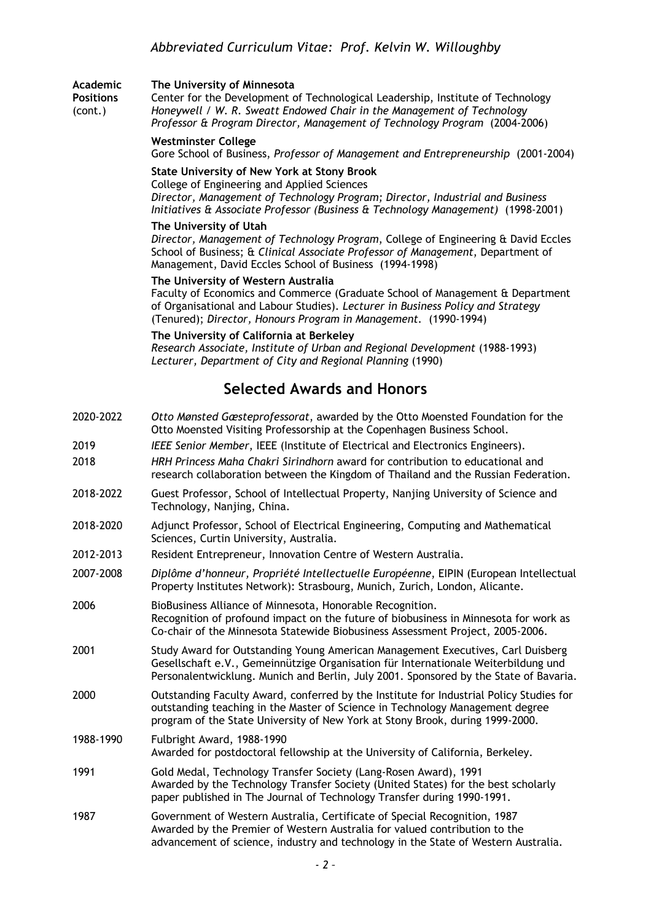**Academic Positions** (cont.)

**The University of Minnesota**
Center for the Development of Technological Leadership, Institute of Technology
*Honeywell / W. R. Sweatt Endowed Chair in the Management of Technology*
*Professor & Program Director, Management of Technology Program* (2004-2006)

**Westminster College**
Gore School of Business, *Professor of Management and Entrepreneurship* (2001-2004)

**State University of New York at Stony Brook**
College of Engineering and Applied Sciences
*Director, Management of Technology Program; Director, Industrial and Business Initiatives & Associate Professor (Business & Technology Management)* (1998-2001)

**The University of Utah**
*Director, Management of Technology Program*, College of Engineering & David Eccles School of Business; & *Clinical Associate Professor of Management,* Department of Management, David Eccles School of Business (1994-1998)

**The University of Western Australia**
Faculty of Economics and Commerce (Graduate School of Management & Department of Organisational and Labour Studies). *Lecturer in Business Policy and Strategy* (Tenured); *Director, Honours Program in Management.* (1990-1994)

**The University of California at Berkeley**
*Research Associate, Institute of Urban and Regional Development* (1988-1993)
*Lecturer, Department of City and Regional Planning* (1990)

## Selected Awards and Honors

2020-2022 *Otto Mønsted Gæsteprofessorat*, awarded by the Otto Moensted Foundation for the Otto Moensted Visiting Professorship at the Copenhagen Business School.

2019 *IEEE Senior Member*, IEEE (Institute of Electrical and Electronics Engineers).

2018 *HRH Princess Maha Chakri Sirindhorn* award for contribution to educational and research collaboration between the Kingdom of Thailand and the Russian Federation.

2018-2022 Guest Professor, School of Intellectual Property, Nanjing University of Science and Technology, Nanjing, China.

2018-2020 Adjunct Professor, School of Electrical Engineering, Computing and Mathematical Sciences, Curtin University, Australia.

2012-2013 Resident Entrepreneur, Innovation Centre of Western Australia.

2007-2008 *Diplôme d'honneur, Propriété Intellectuelle Européenne*, EIPIN (European Intellectual Property Institutes Network): Strasbourg, Munich, Zurich, London, Alicante.

2006 BioBusiness Alliance of Minnesota, Honorable Recognition.
Recognition of profound impact on the future of biobusiness in Minnesota for work as Co-chair of the Minnesota Statewide Biobusiness Assessment Project, 2005-2006.

2001 Study Award for Outstanding Young American Management Executives, Carl Duisberg Gesellschaft e.V., Gemeinnützige Organisation für Internationale Weiterbildung und Personalentwicklung. Munich and Berlin, July 2001. Sponsored by the State of Bavaria.

2000 Outstanding Faculty Award, conferred by the Institute for Industrial Policy Studies for outstanding teaching in the Master of Science in Technology Management degree program of the State University of New York at Stony Brook, during 1999-2000.

1988-1990 Fulbright Award, 1988-1990
Awarded for postdoctoral fellowship at the University of California, Berkeley.

1991 Gold Medal, Technology Transfer Society (Lang-Rosen Award), 1991
Awarded by the Technology Transfer Society (United States) for the best scholarly paper published in The Journal of Technology Transfer during 1990-1991.

1987 Government of Western Australia, Certificate of Special Recognition, 1987
Awarded by the Premier of Western Australia for valued contribution to the advancement of science, industry and technology in the State of Western Australia.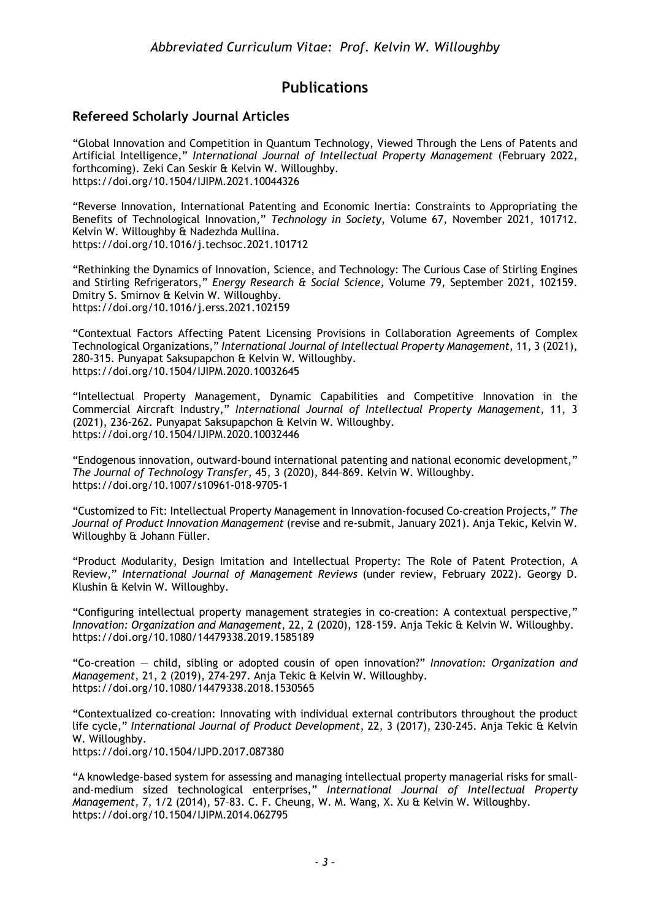# Publications

## Refereed Scholarly Journal Articles

"Global Innovation and Competition in Quantum Technology, Viewed Through the Lens of Patents and Artificial Intelligence," *International Journal of Intellectual Property Management* (February 2022, forthcoming). Zeki Can Seskir & Kelvin W. Willoughby.
https://doi.org/10.1504/IJIPM.2021.10044326

"Reverse Innovation, International Patenting and Economic Inertia: Constraints to Appropriating the Benefits of Technological Innovation," *Technology in Society*, Volume 67, November 2021, 101712. Kelvin W. Willoughby & Nadezhda Mullina.
https://doi.org/10.1016/j.techsoc.2021.101712

"Rethinking the Dynamics of Innovation, Science, and Technology: The Curious Case of Stirling Engines and Stirling Refrigerators," *Energy Research & Social Science*, Volume 79, September 2021, 102159. Dmitry S. Smirnov & Kelvin W. Willoughby.
https://doi.org/10.1016/j.erss.2021.102159

"Contextual Factors Affecting Patent Licensing Provisions in Collaboration Agreements of Complex Technological Organizations," *International Journal of Intellectual Property Management*, 11, 3 (2021), 280-315. Punyapat Saksupapchon & Kelvin W. Willoughby.
https://doi.org/10.1504/IJIPM.2020.10032645

"Intellectual Property Management, Dynamic Capabilities and Competitive Innovation in the Commercial Aircraft Industry," *International Journal of Intellectual Property Management*, 11, 3 (2021), 236-262. Punyapat Saksupapchon & Kelvin W. Willoughby.
https://doi.org/10.1504/IJIPM.2020.10032446

"Endogenous innovation, outward-bound international patenting and national economic development," *The Journal of Technology Transfer*, 45, 3 (2020), 844–869. Kelvin W. Willoughby.
https://doi.org/10.1007/s10961-018-9705-1

"Customized to Fit: Intellectual Property Management in Innovation-focused Co-creation Projects," *The Journal of Product Innovation Management* (revise and re-submit, January 2021). Anja Tekic, Kelvin W. Willoughby & Johann Füller.

"Product Modularity, Design Imitation and Intellectual Property: The Role of Patent Protection, A Review," *International Journal of Management Reviews* (under review, February 2022). Georgy D. Klushin & Kelvin W. Willoughby.

"Configuring intellectual property management strategies in co-creation: A contextual perspective," *Innovation: Organization and Management*, 22, 2 (2020), 128-159. Anja Tekic & Kelvin W. Willoughby.
https://doi.org/10.1080/14479338.2019.1585189

"Co-creation — child, sibling or adopted cousin of open innovation?" *Innovation: Organization and Management*, 21, 2 (2019), 274-297. Anja Tekic & Kelvin W. Willoughby.
https://doi.org/10.1080/14479338.2018.1530565

"Contextualized co-creation: Innovating with individual external contributors throughout the product life cycle," *International Journal of Product Development*, 22, 3 (2017), 230-245. Anja Tekic & Kelvin W. Willoughby.
https://doi.org/10.1504/IJPD.2017.087380

"A knowledge-based system for assessing and managing intellectual property managerial risks for small-and-medium sized technological enterprises," *International Journal of Intellectual Property Management*, 7, 1/2 (2014), 57–83. C. F. Cheung, W. M. Wang, X. Xu & Kelvin W. Willoughby.
https://doi.org/10.1504/IJIPM.2014.062795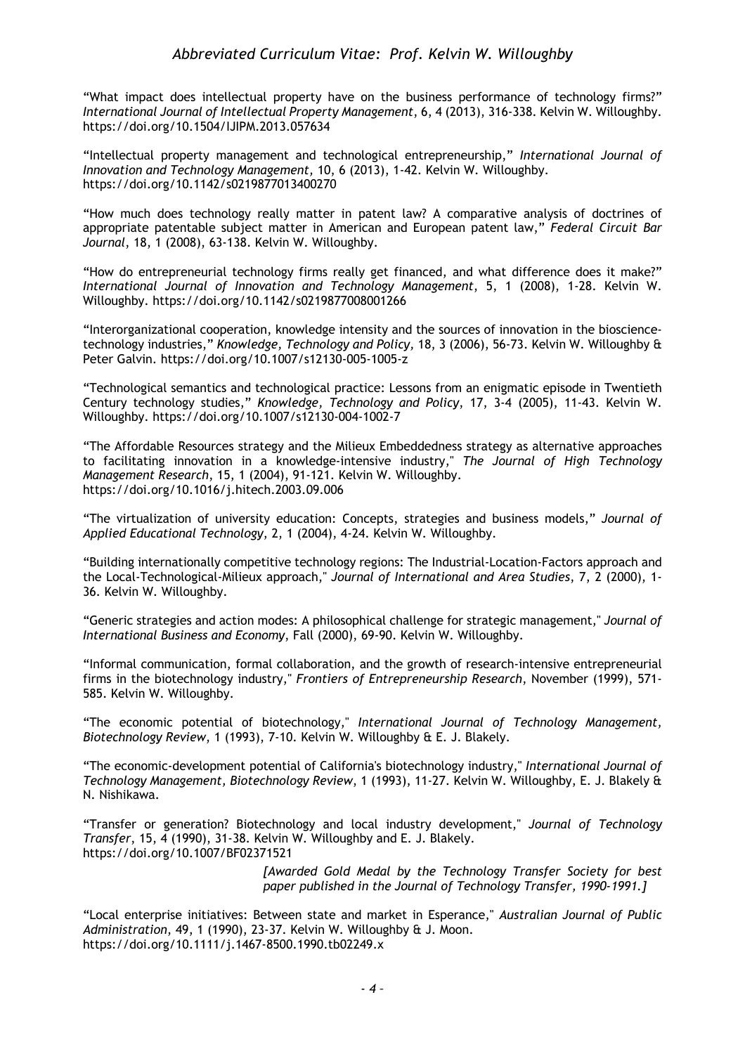"What impact does intellectual property have on the business performance of technology firms?" *International Journal of Intellectual Property Management*, 6, 4 (2013), 316-338. Kelvin W. Willoughby. https://doi.org/10.1504/IJIPM.2013.057634

"Intellectual property management and technological entrepreneurship," *International Journal of Innovation and Technology Management*, 10, 6 (2013), 1-42. Kelvin W. Willoughby. https://doi.org/10.1142/s0219877013400270

"How much does technology really matter in patent law? A comparative analysis of doctrines of appropriate patentable subject matter in American and European patent law," *Federal Circuit Bar Journal*, 18, 1 (2008), 63-138. Kelvin W. Willoughby.

"How do entrepreneurial technology firms really get financed, and what difference does it make?" *International Journal of Innovation and Technology Management*, 5, 1 (2008), 1-28. Kelvin W. Willoughby. https://doi.org/10.1142/s0219877008001266

"Interorganizational cooperation, knowledge intensity and the sources of innovation in the bioscience-technology industries," *Knowledge, Technology and Policy*, 18, 3 (2006), 56-73. Kelvin W. Willoughby & Peter Galvin. https://doi.org/10.1007/s12130-005-1005-z

"Technological semantics and technological practice: Lessons from an enigmatic episode in Twentieth Century technology studies," *Knowledge, Technology and Policy*, 17, 3-4 (2005), 11-43. Kelvin W. Willoughby. https://doi.org/10.1007/s12130-004-1002-7

"The Affordable Resources strategy and the Milieux Embeddedness strategy as alternative approaches to facilitating innovation in a knowledge-intensive industry," *The Journal of High Technology Management Research*, 15, 1 (2004), 91-121. Kelvin W. Willoughby. https://doi.org/10.1016/j.hitech.2003.09.006

"The virtualization of university education: Concepts, strategies and business models," *Journal of Applied Educational Technology*, 2, 1 (2004), 4-24. Kelvin W. Willoughby.

"Building internationally competitive technology regions: The Industrial-Location-Factors approach and the Local-Technological-Milieux approach," *Journal of International and Area Studies*, 7, 2 (2000), 1-36. Kelvin W. Willoughby.

"Generic strategies and action modes: A philosophical challenge for strategic management," *Journal of International Business and Economy*, Fall (2000), 69-90. Kelvin W. Willoughby.

"Informal communication, formal collaboration, and the growth of research-intensive entrepreneurial firms in the biotechnology industry," *Frontiers of Entrepreneurship Research*, November (1999), 571-585. Kelvin W. Willoughby.

"The economic potential of biotechnology," *International Journal of Technology Management, Biotechnology Review*, 1 (1993), 7-10. Kelvin W. Willoughby & E. J. Blakely.

"The economic-development potential of California's biotechnology industry," *International Journal of Technology Management, Biotechnology Review*, 1 (1993), 11-27. Kelvin W. Willoughby, E. J. Blakely & N. Nishikawa.

"Transfer or generation? Biotechnology and local industry development," *Journal of Technology Transfer*, 15, 4 (1990), 31-38. Kelvin W. Willoughby and E. J. Blakely. https://doi.org/10.1007/BF02371521

*[Awarded Gold Medal by the Technology Transfer Society for best paper published in the Journal of Technology Transfer, 1990-1991.]*

"Local enterprise initiatives: Between state and market in Esperance," *Australian Journal of Public Administration*, 49, 1 (1990), 23-37. Kelvin W. Willoughby & J. Moon. https://doi.org/10.1111/j.1467-8500.1990.tb02249.x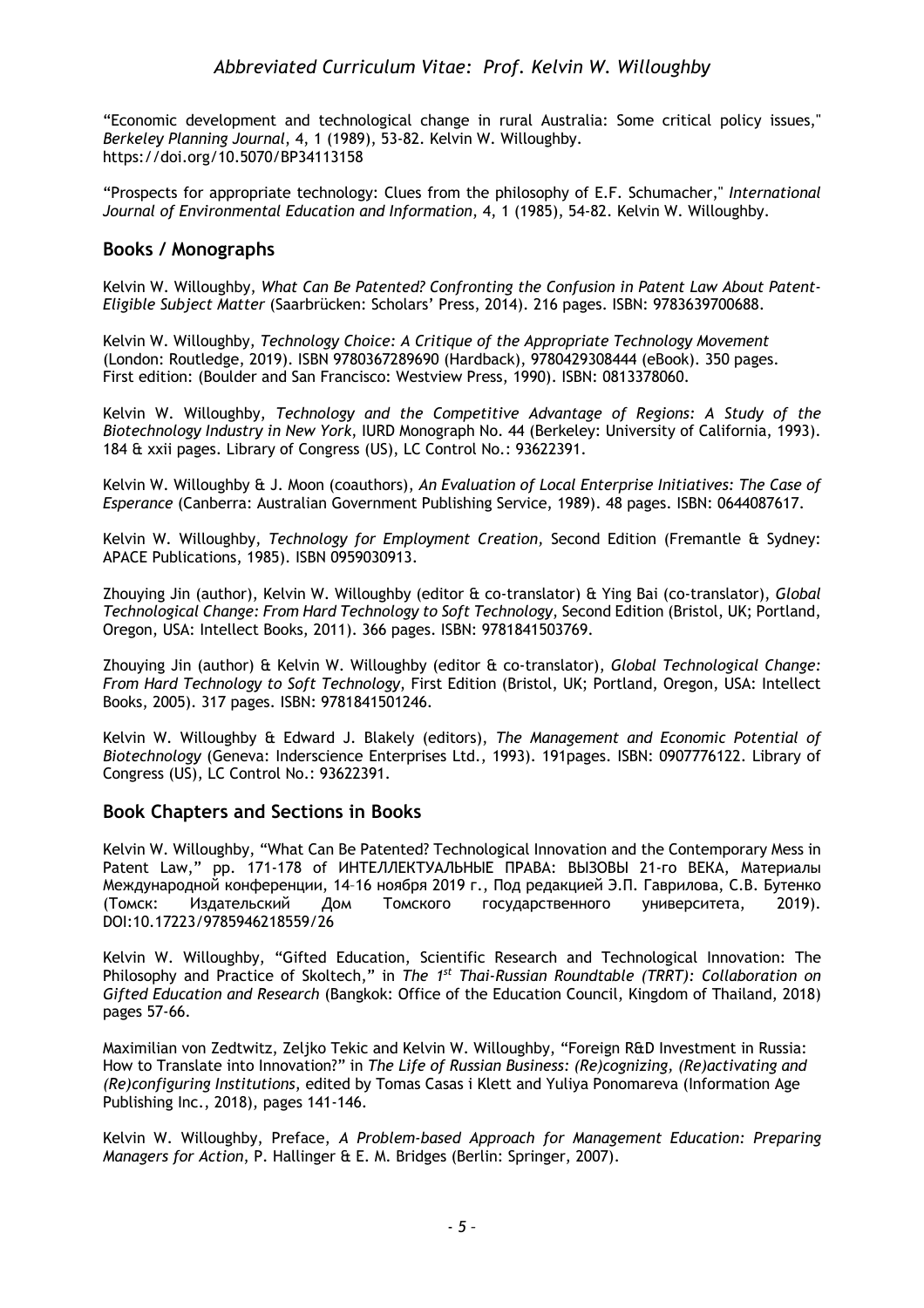"Economic development and technological change in rural Australia: Some critical policy issues," *Berkeley Planning Journal*, 4, 1 (1989), 53-82. Kelvin W. Willoughby. https://doi.org/10.5070/BP34113158

"Prospects for appropriate technology: Clues from the philosophy of E.F. Schumacher," *International Journal of Environmental Education and Information*, 4, 1 (1985), 54-82. Kelvin W. Willoughby.

## Books / Monographs

Kelvin W. Willoughby, *What Can Be Patented? Confronting the Confusion in Patent Law About Patent-Eligible Subject Matter* (Saarbrücken: Scholars' Press, 2014). 216 pages. ISBN: 9783639700688.

Kelvin W. Willoughby, *Technology Choice: A Critique of the Appropriate Technology Movement* (London: Routledge, 2019). ISBN 9780367289690 (Hardback), 9780429308444 (eBook). 350 pages. First edition: (Boulder and San Francisco: Westview Press, 1990). ISBN: 0813378060.

Kelvin W. Willoughby, *Technology and the Competitive Advantage of Regions: A Study of the Biotechnology Industry in New York*, IURD Monograph No. 44 (Berkeley: University of California, 1993). 184 & xxii pages. Library of Congress (US), LC Control No.: 93622391.

Kelvin W. Willoughby & J. Moon (coauthors), *An Evaluation of Local Enterprise Initiatives: The Case of Esperance* (Canberra: Australian Government Publishing Service, 1989). 48 pages. ISBN: 0644087617.

Kelvin W. Willoughby, *Technology for Employment Creation,* Second Edition (Fremantle & Sydney: APACE Publications, 1985). ISBN 0959030913.

Zhouying Jin (author), Kelvin W. Willoughby (editor & co-translator) & Ying Bai (co-translator), *Global Technological Change: From Hard Technology to Soft Technology*, Second Edition (Bristol, UK; Portland, Oregon, USA: Intellect Books, 2011). 366 pages. ISBN: 9781841503769.

Zhouying Jin (author) & Kelvin W. Willoughby (editor & co-translator), *Global Technological Change: From Hard Technology to Soft Technology*, First Edition (Bristol, UK; Portland, Oregon, USA: Intellect Books, 2005). 317 pages. ISBN: 9781841501246.

Kelvin W. Willoughby & Edward J. Blakely (editors), *The Management and Economic Potential of Biotechnology* (Geneva: Inderscience Enterprises Ltd., 1993). 191pages. ISBN: 0907776122. Library of Congress (US), LC Control No.: 93622391.

## Book Chapters and Sections in Books

Kelvin W. Willoughby, "What Can Be Patented? Technological Innovation and the Contemporary Mess in Patent Law," pp. 171-178 of ИНТЕЛЛЕКТУАЛЬНЫЕ ПРАВА: ВЫЗОВЫ 21-го ВЕКА, Материалы Международной конференции, 14–16 ноября 2019 г., Под редакцией Э.П. Гаврилова, С.В. Бутенко (Томск: Издательский Дом Томского государственного университета, 2019). DOI:10.17223/9785946218559/26

Kelvin W. Willoughby, "Gifted Education, Scientific Research and Technological Innovation: The Philosophy and Practice of Skoltech," in *The 1st Thai-Russian Roundtable (TRRT): Collaboration on Gifted Education and Research* (Bangkok: Office of the Education Council, Kingdom of Thailand, 2018) pages 57-66.

Maximilian von Zedtwitz, Zeljko Tekic and Kelvin W. Willoughby, "Foreign R&D Investment in Russia: How to Translate into Innovation?" in *The Life of Russian Business: (Re)cognizing, (Re)activating and (Re)configuring Institutions*, edited by Tomas Casas i Klett and Yuliya Ponomareva (Information Age Publishing Inc., 2018), pages 141-146.

Kelvin W. Willoughby, Preface, *A Problem-based Approach for Management Education: Preparing Managers for Action*, P. Hallinger & E. M. Bridges (Berlin: Springer, 2007).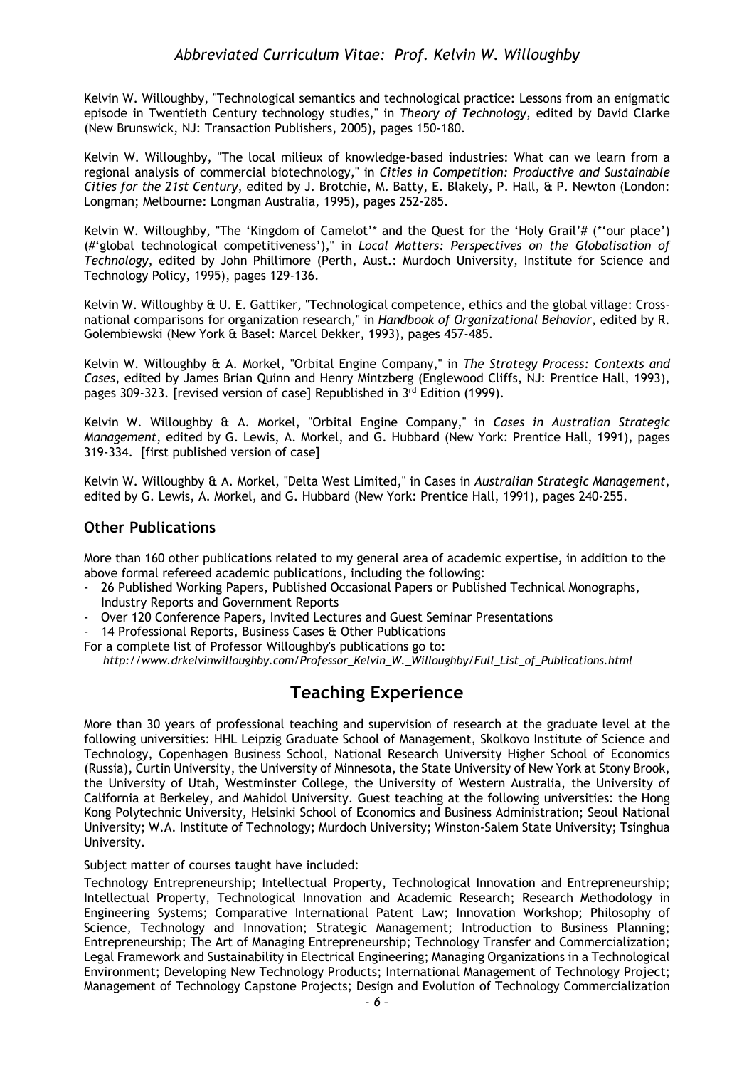Kelvin W. Willoughby, "Technological semantics and technological practice: Lessons from an enigmatic episode in Twentieth Century technology studies," in *Theory of Technology*, edited by David Clarke (New Brunswick, NJ: Transaction Publishers, 2005), pages 150-180.

Kelvin W. Willoughby, "The local milieux of knowledge-based industries: What can we learn from a regional analysis of commercial biotechnology," in *Cities in Competition: Productive and Sustainable Cities for the 21st Century*, edited by J. Brotchie, M. Batty, E. Blakely, P. Hall, & P. Newton (London: Longman; Melbourne: Longman Australia, 1995), pages 252-285.

Kelvin W. Willoughby, "The 'Kingdom of Camelot'* and the Quest for the 'Holy Grail'# (*'our place') (#'global technological competitiveness')," in *Local Matters: Perspectives on the Globalisation of Technology*, edited by John Phillimore (Perth, Aust.: Murdoch University, Institute for Science and Technology Policy, 1995), pages 129-136.

Kelvin W. Willoughby & U. E. Gattiker, "Technological competence, ethics and the global village: Cross-national comparisons for organization research," in *Handbook of Organizational Behavior*, edited by R. Golembiewski (New York & Basel: Marcel Dekker, 1993), pages 457-485.

Kelvin W. Willoughby & A. Morkel, "Orbital Engine Company," in *The Strategy Process: Contexts and Cases*, edited by James Brian Quinn and Henry Mintzberg (Englewood Cliffs, NJ: Prentice Hall, 1993), pages 309-323. [revised version of case] Republished in 3rd Edition (1999).

Kelvin W. Willoughby & A. Morkel, "Orbital Engine Company," in *Cases in Australian Strategic Management*, edited by G. Lewis, A. Morkel, and G. Hubbard (New York: Prentice Hall, 1991), pages 319-334. [first published version of case]

Kelvin W. Willoughby & A. Morkel, "Delta West Limited," in Cases in *Australian Strategic Management*, edited by G. Lewis, A. Morkel, and G. Hubbard (New York: Prentice Hall, 1991), pages 240-255.

### Other Publications

More than 160 other publications related to my general area of academic expertise, in addition to the above formal refereed academic publications, including the following:

- 26 Published Working Papers, Published Occasional Papers or Published Technical Monographs, Industry Reports and Government Reports
- Over 120 Conference Papers, Invited Lectures and Guest Seminar Presentations
- 14 Professional Reports, Business Cases & Other Publications

For a complete list of Professor Willoughby's publications go to:
*http://www.drkelvinwilloughby.com/Professor_Kelvin_W._Willoughby/Full_List_of_Publications.html*

## Teaching Experience

More than 30 years of professional teaching and supervision of research at the graduate level at the following universities: HHL Leipzig Graduate School of Management, Skolkovo Institute of Science and Technology, Copenhagen Business School, National Research University Higher School of Economics (Russia), Curtin University, the University of Minnesota, the State University of New York at Stony Brook, the University of Utah, Westminster College, the University of Western Australia, the University of California at Berkeley, and Mahidol University. Guest teaching at the following universities: the Hong Kong Polytechnic University, Helsinki School of Economics and Business Administration; Seoul National University; W.A. Institute of Technology; Murdoch University; Winston-Salem State University; Tsinghua University.

Subject matter of courses taught have included:

Technology Entrepreneurship; Intellectual Property, Technological Innovation and Entrepreneurship; Intellectual Property, Technological Innovation and Academic Research; Research Methodology in Engineering Systems; Comparative International Patent Law; Innovation Workshop; Philosophy of Science, Technology and Innovation; Strategic Management; Introduction to Business Planning; Entrepreneurship; The Art of Managing Entrepreneurship; Technology Transfer and Commercialization; Legal Framework and Sustainability in Electrical Engineering; Managing Organizations in a Technological Environment; Developing New Technology Products; International Management of Technology Project; Management of Technology Capstone Projects; Design and Evolution of Technology Commercialization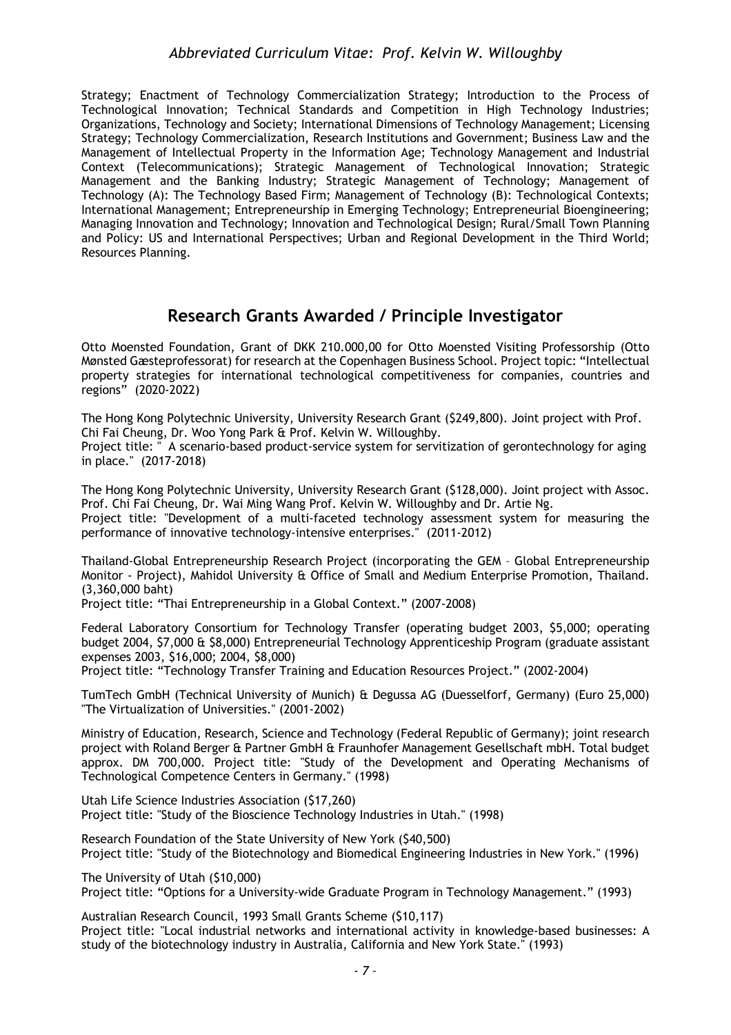Strategy; Enactment of Technology Commercialization Strategy; Introduction to the Process of Technological Innovation; Technical Standards and Competition in High Technology Industries; Organizations, Technology and Society; International Dimensions of Technology Management; Licensing Strategy; Technology Commercialization, Research Institutions and Government; Business Law and the Management of Intellectual Property in the Information Age; Technology Management and Industrial Context (Telecommunications); Strategic Management of Technological Innovation; Strategic Management and the Banking Industry; Strategic Management of Technology; Management of Technology (A): The Technology Based Firm; Management of Technology (B): Technological Contexts; International Management; Entrepreneurship in Emerging Technology; Entrepreneurial Bioengineering; Managing Innovation and Technology; Innovation and Technological Design; Rural/Small Town Planning and Policy: US and International Perspectives; Urban and Regional Development in the Third World; Resources Planning.

## Research Grants Awarded / Principle Investigator

Otto Moensted Foundation, Grant of DKK 210.000,00 for Otto Moensted Visiting Professorship (Otto Mønsted Gæsteprofessorat) for research at the Copenhagen Business School. Project topic: "Intellectual property strategies for international technological competitiveness for companies, countries and regions" (2020-2022)

The Hong Kong Polytechnic University, University Research Grant ($249,800). Joint project with Prof. Chi Fai Cheung, Dr. Woo Yong Park & Prof. Kelvin W. Willoughby.
Project title: " A scenario-based product-service system for servitization of gerontechnology for aging in place." (2017-2018)

The Hong Kong Polytechnic University, University Research Grant ($128,000). Joint project with Assoc. Prof. Chi Fai Cheung, Dr. Wai Ming Wang Prof. Kelvin W. Willoughby and Dr. Artie Ng.
Project title: "Development of a multi-faceted technology assessment system for measuring the performance of innovative technology-intensive enterprises." (2011-2012)

Thailand-Global Entrepreneurship Research Project (incorporating the GEM – Global Entrepreneurship Monitor - Project), Mahidol University & Office of Small and Medium Enterprise Promotion, Thailand. (3,360,000 baht)
Project title: "Thai Entrepreneurship in a Global Context." (2007-2008)

Federal Laboratory Consortium for Technology Transfer (operating budget 2003, $5,000; operating budget 2004, $7,000 & $8,000) Entrepreneurial Technology Apprenticeship Program (graduate assistant expenses 2003, $16,000; 2004, $8,000)
Project title: "Technology Transfer Training and Education Resources Project." (2002-2004)

TumTech GmbH (Technical University of Munich) & Degussa AG (Duesselforf, Germany) (Euro 25,000) "The Virtualization of Universities." (2001-2002)

Ministry of Education, Research, Science and Technology (Federal Republic of Germany); joint research project with Roland Berger & Partner GmbH & Fraunhofer Management Gesellschaft mbH. Total budget approx. DM 700,000. Project title: "Study of the Development and Operating Mechanisms of Technological Competence Centers in Germany." (1998)

Utah Life Science Industries Association ($17,260)
Project title: "Study of the Bioscience Technology Industries in Utah." (1998)

Research Foundation of the State University of New York ($40,500)
Project title: "Study of the Biotechnology and Biomedical Engineering Industries in New York." (1996)

The University of Utah ($10,000)
Project title: "Options for a University-wide Graduate Program in Technology Management." (1993)

Australian Research Council, 1993 Small Grants Scheme ($10,117)
Project title: "Local industrial networks and international activity in knowledge-based businesses: A study of the biotechnology industry in Australia, California and New York State." (1993)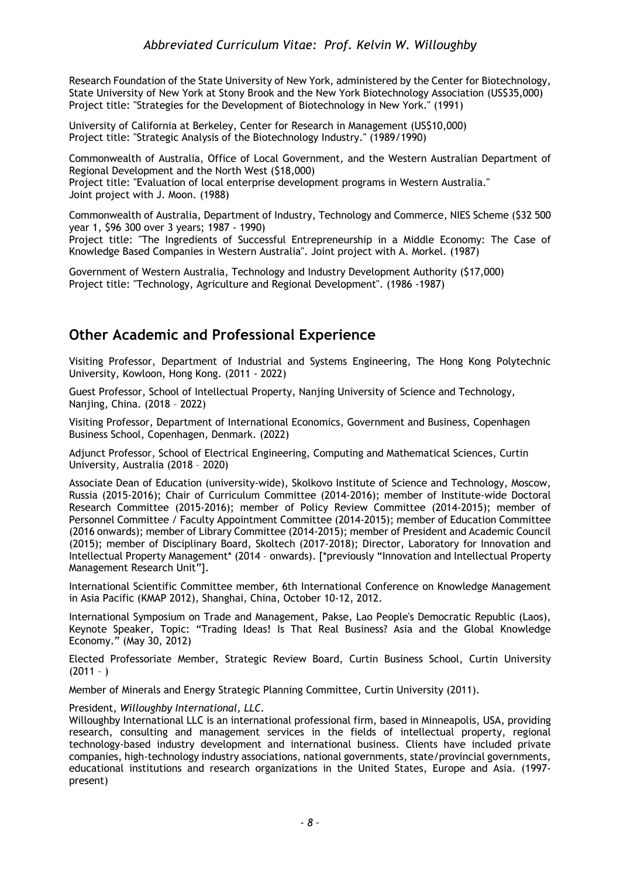Research Foundation of the State University of New York, administered by the Center for Biotechnology, State University of New York at Stony Brook and the New York Biotechnology Association (US$35,000)
Project title: "Strategies for the Development of Biotechnology in New York." (1991)

University of California at Berkeley, Center for Research in Management (US$10,000)
Project title: "Strategic Analysis of the Biotechnology Industry." (1989/1990)

Commonwealth of Australia, Office of Local Government, and the Western Australian Department of Regional Development and the North West ($18,000)
Project title: "Evaluation of local enterprise development programs in Western Australia."
Joint project with J. Moon. (1988)

Commonwealth of Australia, Department of Industry, Technology and Commerce, NIES Scheme ($32 500 year 1, $96 300 over 3 years; 1987 - 1990)
Project title: "The Ingredients of Successful Entrepreneurship in a Middle Economy: The Case of Knowledge Based Companies in Western Australia". Joint project with A. Morkel. (1987)

Government of Western Australia, Technology and Industry Development Authority ($17,000)
Project title: "Technology, Agriculture and Regional Development". (1986 -1987)

## Other Academic and Professional Experience

Visiting Professor, Department of Industrial and Systems Engineering, The Hong Kong Polytechnic University, Kowloon, Hong Kong. (2011 - 2022)

Guest Professor, School of Intellectual Property, Nanjing University of Science and Technology, Nanjing, China. (2018 – 2022)

Visiting Professor, Department of International Economics, Government and Business, Copenhagen Business School, Copenhagen, Denmark. (2022)

Adjunct Professor, School of Electrical Engineering, Computing and Mathematical Sciences, Curtin University, Australia (2018 – 2020)

Associate Dean of Education (university-wide), Skolkovo Institute of Science and Technology, Moscow, Russia (2015-2016); Chair of Curriculum Committee (2014-2016); member of Institute-wide Doctoral Research Committee (2015-2016); member of Policy Review Committee (2014-2015); member of Personnel Committee / Faculty Appointment Committee (2014-2015); member of Education Committee (2016 onwards); member of Library Committee (2014-2015); member of President and Academic Council (2015); member of Disciplinary Board, Skoltech (2017-2018); Director, Laboratory for Innovation and Intellectual Property Management* (2014 – onwards). [*previously "Innovation and Intellectual Property Management Research Unit"].

International Scientific Committee member, 6th International Conference on Knowledge Management in Asia Pacific (KMAP 2012), Shanghai, China, October 10-12, 2012.

International Symposium on Trade and Management, Pakse, Lao People's Democratic Republic (Laos), Keynote Speaker, Topic: "Trading Ideas! Is That Real Business? Asia and the Global Knowledge Economy." (May 30, 2012)

Elected Professoriate Member, Strategic Review Board, Curtin Business School, Curtin University (2011 – )

Member of Minerals and Energy Strategic Planning Committee, Curtin University (2011).

President, *Willoughby International, LLC*.
Willoughby International LLC is an international professional firm, based in Minneapolis, USA, providing research, consulting and management services in the fields of intellectual property, regional technology-based industry development and international business. Clients have included private companies, high-technology industry associations, national governments, state/provincial governments, educational institutions and research organizations in the United States, Europe and Asia. (1997-present)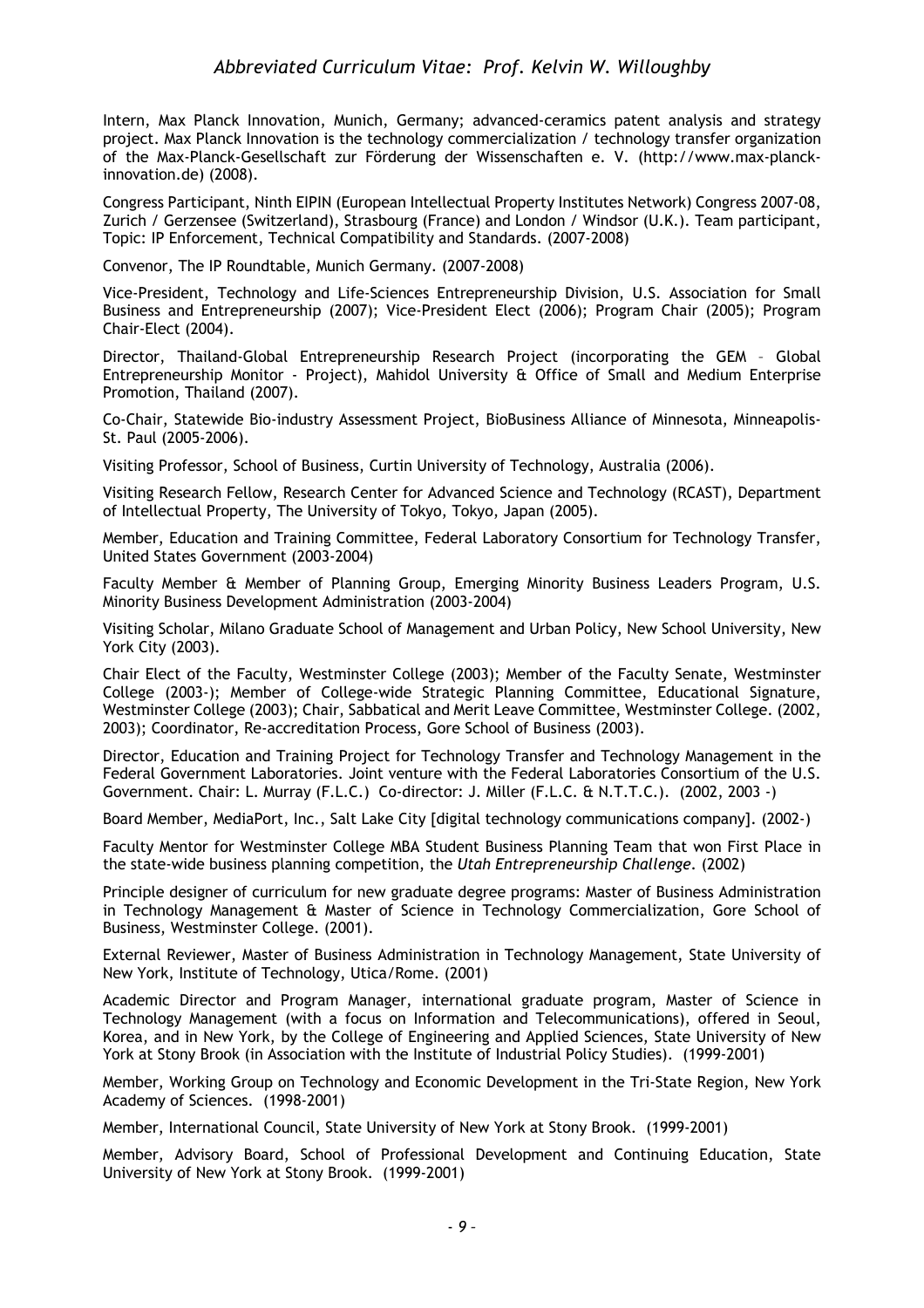Intern, Max Planck Innovation, Munich, Germany; advanced-ceramics patent analysis and strategy project. Max Planck Innovation is the technology commercialization / technology transfer organization of the Max-Planck-Gesellschaft zur Förderung der Wissenschaften e. V. (http://www.max-planck-innovation.de) (2008).

Congress Participant, Ninth EIPIN (European Intellectual Property Institutes Network) Congress 2007-08, Zurich / Gerzensee (Switzerland), Strasbourg (France) and London / Windsor (U.K.). Team participant, Topic: IP Enforcement, Technical Compatibility and Standards. (2007-2008)

Convenor, The IP Roundtable, Munich Germany. (2007-2008)

Vice-President, Technology and Life-Sciences Entrepreneurship Division, U.S. Association for Small Business and Entrepreneurship (2007); Vice-President Elect (2006); Program Chair (2005); Program Chair-Elect (2004).

Director, Thailand-Global Entrepreneurship Research Project (incorporating the GEM – Global Entrepreneurship Monitor - Project), Mahidol University & Office of Small and Medium Enterprise Promotion, Thailand (2007).

Co-Chair, Statewide Bio-industry Assessment Project, BioBusiness Alliance of Minnesota, Minneapolis-St. Paul (2005-2006).

Visiting Professor, School of Business, Curtin University of Technology, Australia (2006).

Visiting Research Fellow, Research Center for Advanced Science and Technology (RCAST), Department of Intellectual Property, The University of Tokyo, Tokyo, Japan (2005).

Member, Education and Training Committee, Federal Laboratory Consortium for Technology Transfer, United States Government (2003-2004)

Faculty Member & Member of Planning Group, Emerging Minority Business Leaders Program, U.S. Minority Business Development Administration (2003-2004)

Visiting Scholar, Milano Graduate School of Management and Urban Policy, New School University, New York City (2003).

Chair Elect of the Faculty, Westminster College (2003); Member of the Faculty Senate, Westminster College (2003-); Member of College-wide Strategic Planning Committee, Educational Signature, Westminster College (2003); Chair, Sabbatical and Merit Leave Committee, Westminster College. (2002, 2003); Coordinator, Re-accreditation Process, Gore School of Business (2003).

Director, Education and Training Project for Technology Transfer and Technology Management in the Federal Government Laboratories. Joint venture with the Federal Laboratories Consortium of the U.S. Government. Chair: L. Murray (F.L.C.) Co-director: J. Miller (F.L.C. & N.T.T.C.). (2002, 2003 -)

Board Member, MediaPort, Inc., Salt Lake City [digital technology communications company]. (2002-)

Faculty Mentor for Westminster College MBA Student Business Planning Team that won First Place in the state-wide business planning competition, the *Utah Entrepreneurship Challenge*. (2002)

Principle designer of curriculum for new graduate degree programs: Master of Business Administration in Technology Management & Master of Science in Technology Commercialization, Gore School of Business, Westminster College. (2001).

External Reviewer, Master of Business Administration in Technology Management, State University of New York, Institute of Technology, Utica/Rome. (2001)

Academic Director and Program Manager, international graduate program, Master of Science in Technology Management (with a focus on Information and Telecommunications), offered in Seoul, Korea, and in New York, by the College of Engineering and Applied Sciences, State University of New York at Stony Brook (in Association with the Institute of Industrial Policy Studies). (1999-2001)

Member, Working Group on Technology and Economic Development in the Tri-State Region, New York Academy of Sciences. (1998-2001)

Member, International Council, State University of New York at Stony Brook. (1999-2001)

Member, Advisory Board, School of Professional Development and Continuing Education, State University of New York at Stony Brook. (1999-2001)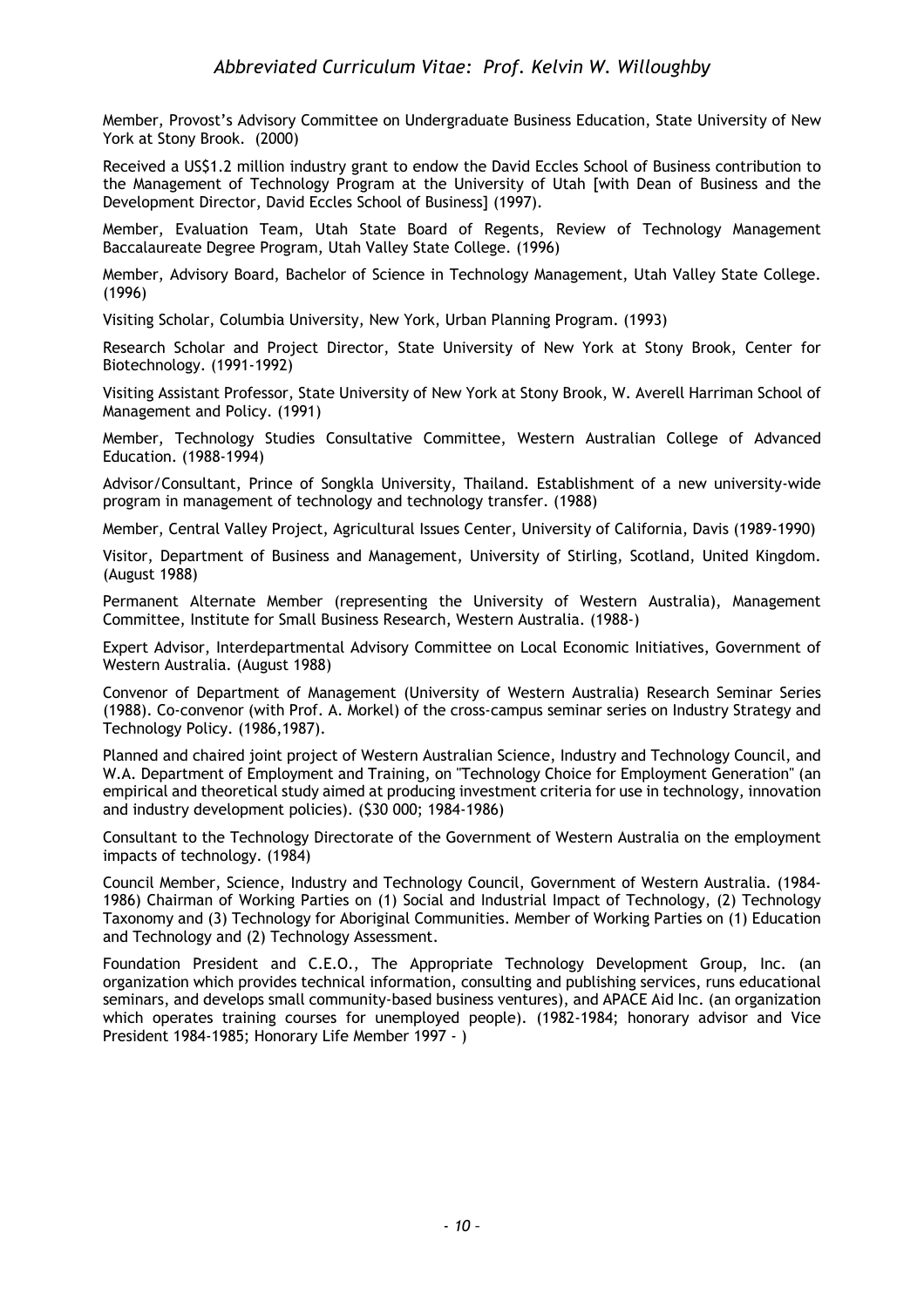Member, Provost's Advisory Committee on Undergraduate Business Education, State University of New York at Stony Brook. (2000)

Received a US$1.2 million industry grant to endow the David Eccles School of Business contribution to the Management of Technology Program at the University of Utah [with Dean of Business and the Development Director, David Eccles School of Business] (1997).

Member, Evaluation Team, Utah State Board of Regents, Review of Technology Management Baccalaureate Degree Program, Utah Valley State College. (1996)

Member, Advisory Board, Bachelor of Science in Technology Management, Utah Valley State College. (1996)

Visiting Scholar, Columbia University, New York, Urban Planning Program. (1993)

Research Scholar and Project Director, State University of New York at Stony Brook, Center for Biotechnology. (1991-1992)

Visiting Assistant Professor, State University of New York at Stony Brook, W. Averell Harriman School of Management and Policy. (1991)

Member, Technology Studies Consultative Committee, Western Australian College of Advanced Education. (1988-1994)

Advisor/Consultant, Prince of Songkla University, Thailand. Establishment of a new university-wide program in management of technology and technology transfer. (1988)

Member, Central Valley Project, Agricultural Issues Center, University of California, Davis (1989-1990)

Visitor, Department of Business and Management, University of Stirling, Scotland, United Kingdom. (August 1988)

Permanent Alternate Member (representing the University of Western Australia), Management Committee, Institute for Small Business Research, Western Australia. (1988-)

Expert Advisor, Interdepartmental Advisory Committee on Local Economic Initiatives, Government of Western Australia. (August 1988)

Convenor of Department of Management (University of Western Australia) Research Seminar Series (1988). Co-convenor (with Prof. A. Morkel) of the cross-campus seminar series on Industry Strategy and Technology Policy. (1986,1987).

Planned and chaired joint project of Western Australian Science, Industry and Technology Council, and W.A. Department of Employment and Training, on "Technology Choice for Employment Generation" (an empirical and theoretical study aimed at producing investment criteria for use in technology, innovation and industry development policies). ($30 000; 1984-1986)

Consultant to the Technology Directorate of the Government of Western Australia on the employment impacts of technology. (1984)

Council Member, Science, Industry and Technology Council, Government of Western Australia. (1984-1986) Chairman of Working Parties on (1) Social and Industrial Impact of Technology, (2) Technology Taxonomy and (3) Technology for Aboriginal Communities. Member of Working Parties on (1) Education and Technology and (2) Technology Assessment.

Foundation President and C.E.O., The Appropriate Technology Development Group, Inc. (an organization which provides technical information, consulting and publishing services, runs educational seminars, and develops small community-based business ventures), and APACE Aid Inc. (an organization which operates training courses for unemployed people). (1982-1984; honorary advisor and Vice President 1984-1985; Honorary Life Member 1997 - )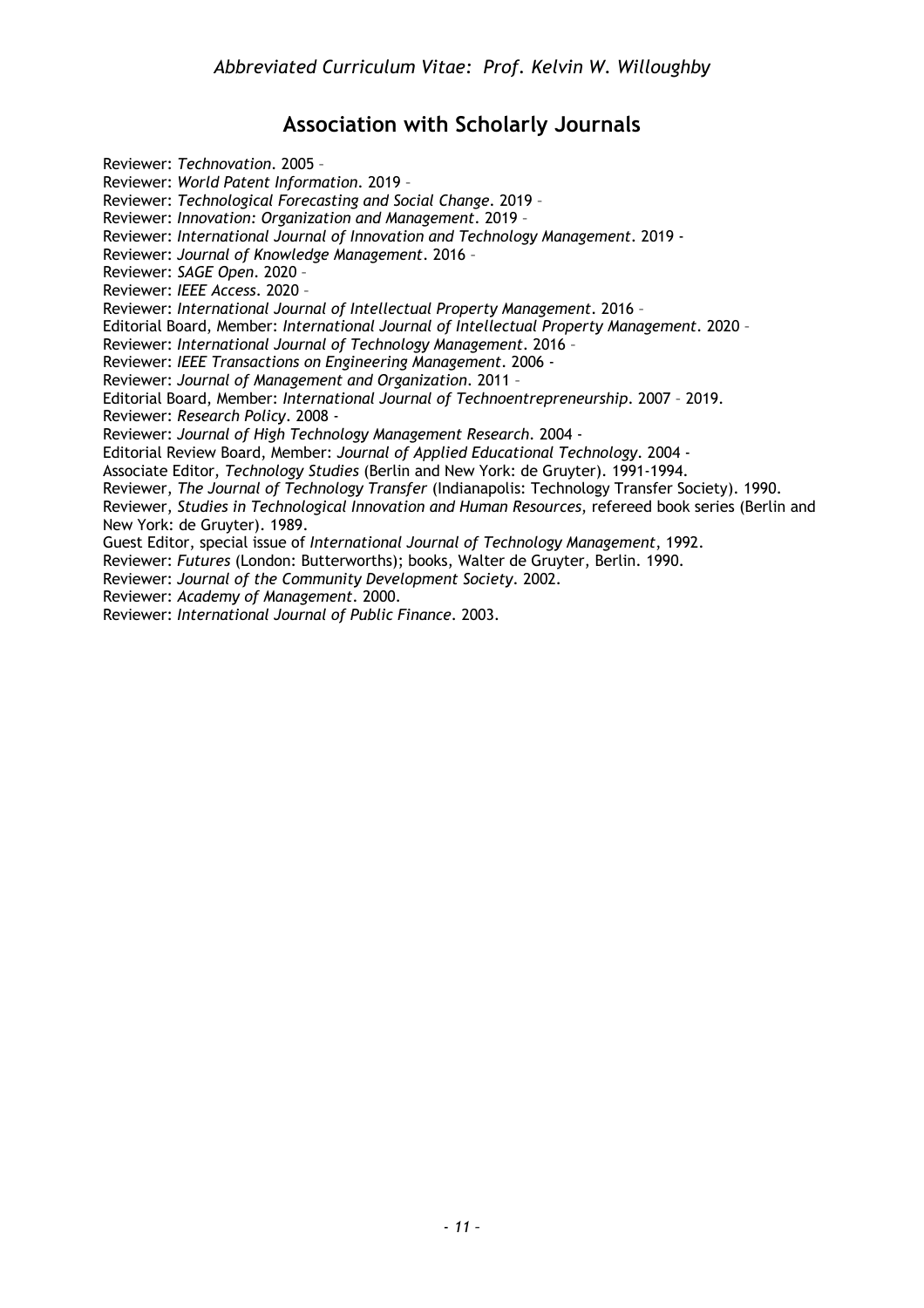## Association with Scholarly Journals

Reviewer: *Technovation*. 2005 –
Reviewer: *World Patent Information*. 2019 –
Reviewer: *Technological Forecasting and Social Change*. 2019 –
Reviewer: *Innovation: Organization and Management*. 2019 –
Reviewer: *International Journal of Innovation and Technology Management*. 2019 -
Reviewer: *Journal of Knowledge Management*. 2016 –
Reviewer: *SAGE Open*. 2020 –
Reviewer: *IEEE Access*. 2020 –
Reviewer: *International Journal of Intellectual Property Management*. 2016 –
Editorial Board, Member: *International Journal of Intellectual Property Management*. 2020 –
Reviewer: *International Journal of Technology Management*. 2016 –
Reviewer: *IEEE Transactions on Engineering Management*. 2006 -
Reviewer: *Journal of Management and Organization*. 2011 –
Editorial Board, Member: *International Journal of Technoentrepreneurship*. 2007 – 2019.
Reviewer: *Research Policy*. 2008 -
Reviewer: *Journal of High Technology Management Research*. 2004 -
Editorial Review Board, Member: *Journal of Applied Educational Technology*. 2004 -
Associate Editor, *Technology Studies* (Berlin and New York: de Gruyter). 1991-1994.
Reviewer, *The Journal of Technology Transfer* (Indianapolis: Technology Transfer Society). 1990.
Reviewer, *Studies in Technological Innovation and Human Resources*, refereed book series (Berlin and New York: de Gruyter). 1989.
Guest Editor, special issue of *International Journal of Technology Management*, 1992.
Reviewer: *Futures* (London: Butterworths); books, Walter de Gruyter, Berlin. 1990.
Reviewer: *Journal of the Community Development Society*. 2002.
Reviewer: *Academy of Management*. 2000.
Reviewer: *International Journal of Public Finance*. 2003.